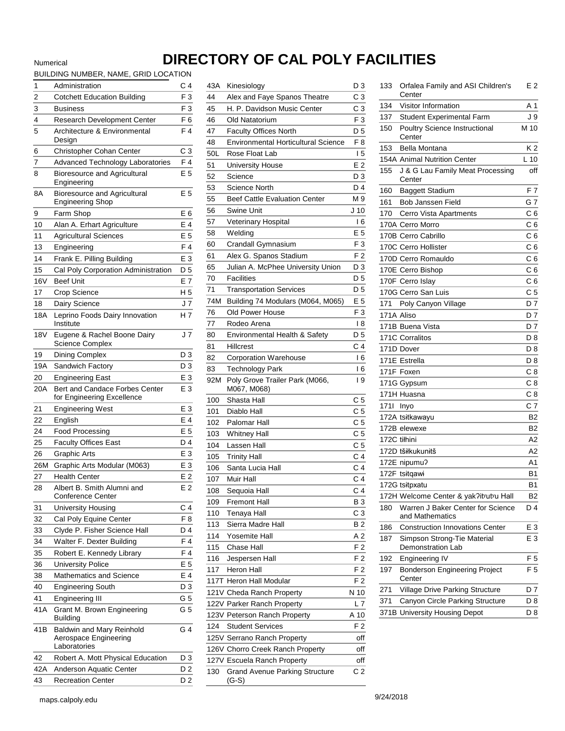Numerical

# DIRECTORY OF CAL POLY FACILITIES

BUILDING NUMBER, NAME, GRID LOCATION

| | | |
|---|---|---|
| 1 | Administration | C 4 |
| 2 | Cotchett Education Building | F 3 |
| 3 | Business | F 3 |
| 4 | Research Development Center | F 6 |
| 5 | Architecture & Environmental Design | F 4 |
| 6 | Christopher Cohan Center | C 3 |
| 7 | Advanced Technology Laboratories | F 4 |
| 8 | Bioresource and Agricultural Engineering | E 5 |
| 8A | Bioresource and Agricultural Engineering Shop | E 5 |
| 9 | Farm Shop | E 6 |
| 10 | Alan A. Erhart Agriculture | E 4 |
| 11 | Agricultural Sciences | E 5 |
| 13 | Engineering | F 4 |
| 14 | Frank E. Pilling Building | E 3 |
| 15 | Cal Poly Corporation Administration | D 5 |
| 16V | Beef Unit | E 7 |
| 17 | Crop Science | H 5 |
| 18 | Dairy Science | J 7 |
| 18A | Leprino Foods Dairy Innovation Institute | H 7 |
| 18V | Eugene & Rachel Boone Dairy Science Complex | J 7 |
| 19 | Dining Complex | D 3 |
| 19A | Sandwich Factory | D 3 |
| 20 | Engineering East | E 3 |
| 20A | Bert and Candace Forbes Center for Engineering Excellence | E 3 |
| 21 | Engineering West | E 3 |
| 22 | English | E 4 |
| 24 | Food Processing | E 5 |
| 25 | Faculty Offices East | D 4 |
| 26 | Graphic Arts | E 3 |
| 26M | Graphic Arts Modular (M063) | E 3 |
| 27 | Health Center | E 2 |
| 28 | Albert B. Smith Alumni and Conference Center | E 2 |
| 31 | University Housing | C 4 |
| 32 | Cal Poly Equine Center | F 8 |
| 33 | Clyde P. Fisher Science Hall | D 4 |
| 34 | Walter F. Dexter Building | F 4 |
| 35 | Robert E. Kennedy Library | F 4 |
| 36 | University Police | E 5 |
| 38 | Mathematics and Science | E 4 |
| 40 | Engineering South | D 3 |
| 41 | Engineering III | G 5 |
| 41A | Grant M. Brown Engineering Building | G 5 |
| 41B | Baldwin and Mary Reinhold Aerospace Engineering Laboratories | G 4 |
| 42 | Robert A. Mott Physical Education | D 3 |
| 42A | Anderson Aquatic Center | D 2 |
| 43 | Recreation Center | D 2 |
| 43A | Kinesiology | D 3 |
| 44 | Alex and Faye Spanos Theatre | C 3 |
| 45 | H. P. Davidson Music Center | C 3 |
| 46 | Old Natatorium | F 3 |
| 47 | Faculty Offices North | D 5 |
| 48 | Environmental Horticultural Science | F 8 |
| 50L | Rose Float Lab | I 5 |
| 51 | University House | E 2 |
| 52 | Science | D 3 |
| 53 | Science North | D 4 |
| 55 | Beef Cattle Evaluation Center | M 9 |
| 56 | Swine Unit | J 10 |
| 57 | Veterinary Hospital | I 6 |
| 58 | Welding | E 5 |
| 60 | Crandall Gymnasium | F 3 |
| 61 | Alex G. Spanos Stadium | F 2 |
| 65 | Julian A. McPhee University Union | D 3 |
| 70 | Facilities | D 5 |
| 71 | Transportation Services | D 5 |
| 74M | Building 74 Modulars (M064, M065) | E 5 |
| 76 | Old Power House | F 3 |
| 77 | Rodeo Arena | I 8 |
| 80 | Environmental Health & Safety | D 5 |
| 81 | Hillcrest | C 4 |
| 82 | Corporation Warehouse | I 6 |
| 83 | Technology Park | I 6 |
| 92M | Poly Grove Trailer Park (M066, M067, M068) | I 9 |
| 100 | Shasta Hall | C 5 |
| 101 | Diablo Hall | C 5 |
| 102 | Palomar Hall | C 5 |
| 103 | Whitney Hall | C 5 |
| 104 | Lassen Hall | C 5 |
| 105 | Trinity Hall | C 4 |
| 106 | Santa Lucia Hall | C 4 |
| 107 | Muir Hall | C 4 |
| 108 | Sequoia Hall | C 4 |
| 109 | Fremont Hall | B 3 |
| 110 | Tenaya Hall | C 3 |
| 113 | Sierra Madre Hall | B 2 |
| 114 | Yosemite Hall | A 2 |
| 115 | Chase Hall | F 2 |
| 116 | Jespersen Hall | F 2 |
| 117 | Heron Hall | F 2 |
| 117T | Heron Hall Modular | F 2 |
| 121V | Cheda Ranch Property | N 10 |
| 122V | Parker Ranch Property | L 7 |
| 123V | Peterson Ranch Property | A 10 |
| 124 | Student Services | F 2 |
| 125V | Serrano Ranch Property | off |
| 126V | Chorro Creek Ranch Property | off |
| 127V | Escuela Ranch Property | off |
| 130 | Grand Avenue Parking Structure (G-S) | C 2 |
| 133 | Orfalea Family and ASI Children's Center | E 2 |
| 134 | Visitor Information | A 1 |
| 137 | Student Experimental Farm | J 9 |
| 150 | Poultry Science Instructional Center | M 10 |
| 153 | Bella Montana | K 2 |
| 154A | Animal Nutrition Center | L 10 |
| 155 | J & G Lau Family Meat Processing Center | off |
| 160 | Baggett Stadium | F 7 |
| 161 | Bob Janssen Field | G 7 |
| 170 | Cerro Vista Apartments | C 6 |
| 170A | Cerro Morro | C 6 |
| 170B | Cerro Cabrillo | C 6 |
| 170C | Cerro Hollister | C 6 |
| 170D | Cerro Romauldo | C 6 |
| 170E | Cerro Bishop | C 6 |
| 170F | Cerro Islay | C 6 |
| 170G | Cerro San Luis | C 5 |
| 171 | Poly Canyon Village | D 7 |
| 171A | Aliso | D 7 |
| 171B | Buena Vista | D 7 |
| 171C | Corralitos | D 8 |
| 171D | Dover | D 8 |
| 171E | Estrella | D 8 |
| 171F | Foxen | C 8 |
| 171G | Gypsum | C 8 |
| 171H | Huasna | C 8 |
| 171I | Inyo | C 7 |
| 172A | tsitkawayu | B2 |
| 172B | elewexe | B2 |
| 172C | tiłhini | A2 |
| 172D | tšɨłkukunitš | A2 |
| 172E | nipumuʔ | A1 |
| 172F | tsitqawɨ | B1 |
| 172G | tsitpxatu | B1 |
| 172H | Welcome Center & yakʔitʸutʸu Hall | B2 |
| 180 | Warren J Baker Center for Science and Mathematics | D 4 |
| 186 | Construction Innovations Center | E 3 |
| 187 | Simpson Strong-Tie Material Demonstration Lab | E 3 |
| 192 | Engineering IV | F 5 |
| 197 | Bonderson Engineering Project Center | F 5 |
| 271 | Village Drive Parking Structure | D 7 |
| 371 | Canyon Circle Parking Structure | D 8 |
| 371B | University Housing Depot | D 8 |

maps.calpoly.edu

9/24/2018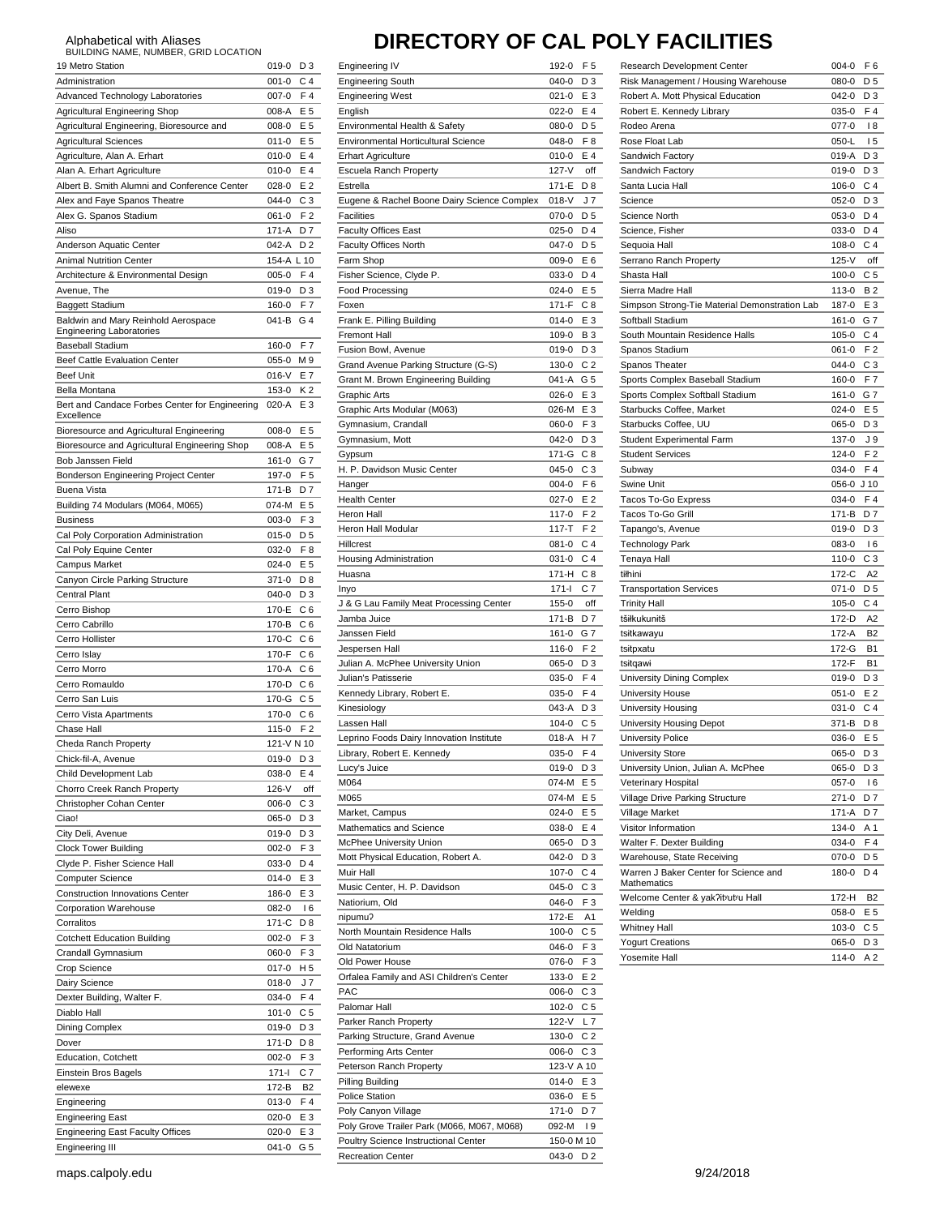Alphabetical with Aliases

# DIRECTORY OF CAL POLY FACILITIES

| BUILDING NAME, NUMBER, GRID LOCATION | | |
|---|---|---|
| 19 Metro Station | 019-0 | D 3 |
| Administration | 001-0 | C 4 |
| Advanced Technology Laboratories | 007-0 | F 4 |
| Agricultural Engineering Shop | 008-A | E 5 |
| Agricultural Engineering, Bioresource and | 008-0 | E 5 |
| Agricultural Sciences | 011-0 | E 5 |
| Agriculture, Alan A. Erhart | 010-0 | E 4 |
| Alan A. Erhart Agriculture | 010-0 | E 4 |
| Albert B. Smith Alumni and Conference Center | 028-0 | E 2 |
| Alex and Faye Spanos Theatre | 044-0 | C 3 |
| Alex G. Spanos Stadium | 061-0 | F 2 |
| Aliso | 171-A | D 7 |
| Anderson Aquatic Center | 042-A | D 2 |
| Animal Nutrition Center | 154-A | L 10 |
| Architecture & Environmental Design | 005-0 | F 4 |
| Avenue, The | 019-0 | D 3 |
| Baggett Stadium | 160-0 | F 7 |
| Baldwin and Mary Reinhold Aerospace Engineering Laboratories | 041-B | G 4 |
| Baseball Stadium | 160-0 | F 7 |
| Beef Cattle Evaluation Center | 055-0 | M 9 |
| Beef Unit | 016-V | E 7 |
| Bella Montana | 153-0 | K 2 |
| Bert and Candace Forbes Center for Engineering Excellence | 020-A | E 3 |
| Bioresource and Agricultural Engineering | 008-0 | E 5 |
| Bioresource and Agricultural Engineering Shop | 008-A | E 5 |
| Bob Janssen Field | 161-0 | G 7 |
| Bonderson Engineering Project Center | 197-0 | F 5 |
| Buena Vista | 171-B | D 7 |
| Building 74 Modulars (M064, M065) | 074-M | E 5 |
| Business | 003-0 | F 3 |
| Cal Poly Corporation Administration | 015-0 | D 5 |
| Cal Poly Equine Center | 032-0 | F 8 |
| Campus Market | 024-0 | E 5 |
| Canyon Circle Parking Structure | 371-0 | D 8 |
| Central Plant | 040-0 | D 3 |
| Cerro Bishop | 170-E | C 6 |
| Cerro Cabrillo | 170-B | C 6 |
| Cerro Hollister | 170-C | C 6 |
| Cerro Islay | 170-F | C 6 |
| Cerro Morro | 170-A | C 6 |
| Cerro Romauldo | 170-D | C 6 |
| Cerro San Luis | 170-G | C 5 |
| Cerro Vista Apartments | 170-0 | C 6 |
| Chase Hall | 115-0 | F 2 |
| Cheda Ranch Property | 121-V | N 10 |
| Chick-fil-A, Avenue | 019-0 | D 3 |
| Child Development Lab | 038-0 | E 4 |
| Chorro Creek Ranch Property | 126-V | off |
| Christopher Cohan Center | 006-0 | C 3 |
| Ciao! | 065-0 | D 3 |
| City Deli, Avenue | 019-0 | D 3 |
| Clock Tower Building | 002-0 | F 3 |
| Clyde P. Fisher Science Hall | 033-0 | D 4 |
| Computer Science | 014-0 | E 3 |
| Construction Innovations Center | 186-0 | E 3 |
| Corporation Warehouse | 082-0 | I 6 |
| Corralitos | 171-C | D 8 |
| Cotchett Education Building | 002-0 | F 3 |
| Crandall Gymnasium | 060-0 | F 3 |
| Crop Science | 017-0 | H 5 |
| Dairy Science | 018-0 | J 7 |
| Dexter Building, Walter F. | 034-0 | F 4 |
| Diablo Hall | 101-0 | C 5 |
| Dining Complex | 019-0 | D 3 |
| Dover | 171-D | D 8 |
| Education, Cotchett | 002-0 | F 3 |
| Einstein Bros Bagels | 171-I | C 7 |
| elewexe | 172-B | B2 |
| Engineering | 013-0 | F 4 |
| Engineering East | 020-0 | E 3 |
| Engineering East Faculty Offices | 020-0 | E 3 |
| Engineering III | 041-0 | G 5 |
| Engineering IV | 192-0 | F 5 |
| Engineering South | 040-0 | D 3 |
| Engineering West | 021-0 | E 3 |
| English | 022-0 | E 4 |
| Environmental Health & Safety | 080-0 | D 5 |
| Environmental Horticultural Science | 048-0 | F 8 |
| Erhart Agriculture | 010-0 | E 4 |
| Escuela Ranch Property | 127-V | off |
| Estrella | 171-E | D 8 |
| Eugene & Rachel Boone Dairy Science Complex | 018-V | J 7 |
| Facilities | 070-0 | D 5 |
| Faculty Offices East | 025-0 | D 4 |
| Faculty Offices North | 047-0 | D 5 |
| Farm Shop | 009-0 | E 6 |
| Fisher Science, Clyde P. | 033-0 | D 4 |
| Food Processing | 024-0 | E 5 |
| Foxen | 171-F | C 8 |
| Frank E. Pilling Building | 014-0 | E 3 |
| Fremont Hall | 109-0 | B 3 |
| Fusion Bowl, Avenue | 019-0 | D 3 |
| Grand Avenue Parking Structure (G-S) | 130-0 | C 2 |
| Grant M. Brown Engineering Building | 041-A | G 5 |
| Graphic Arts | 026-0 | E 3 |
| Graphic Arts Modular (M063) | 026-M | E 3 |
| Gymnasium, Crandall | 060-0 | F 3 |
| Gymnasium, Mott | 042-0 | D 3 |
| Gypsum | 171-G | C 8 |
| H. P. Davidson Music Center | 045-0 | C 3 |
| Hanger | 004-0 | F 6 |
| Health Center | 027-0 | E 2 |
| Heron Hall | 117-0 | F 2 |
| Heron Hall Modular | 117-T | F 2 |
| Hillcrest | 081-0 | C 4 |
| Housing Administration | 031-0 | C 4 |
| Huasna | 171-H | C 8 |
| Inyo | 171-I | C 7 |
| J & G Lau Family Meat Processing Center | 155-0 | off |
| Jamba Juice | 171-B | D 7 |
| Janssen Field | 161-0 | G 7 |
| Jespersen Hall | 116-0 | F 2 |
| Julian A. McPhee University Union | 065-0 | D 3 |
| Julian's Patisserie | 035-0 | F 4 |
| Kennedy Library, Robert E. | 035-0 | F 4 |
| Kinesiology | 043-A | D 3 |
| Lassen Hall | 104-0 | C 5 |
| Leprino Foods Dairy Innovation Institute | 018-A | H 7 |
| Library, Robert E. Kennedy | 035-0 | F 4 |
| Lucy's Juice | 019-0 | D 3 |
| M064 | 074-M | E 5 |
| M065 | 074-M | E 5 |
| Market, Campus | 024-0 | E 5 |
| Mathematics and Science | 038-0 | E 4 |
| McPhee University Union | 065-0 | D 3 |
| Mott Physical Education, Robert A. | 042-0 | D 3 |
| Muir Hall | 107-0 | C 4 |
| Music Center, H. P. Davidson | 045-0 | C 3 |
| Natiorium, Old | 046-0 | F 3 |
| nipumuʔ | 172-E | A1 |
| North Mountain Residence Halls | 100-0 | C 5 |
| Old Natatorium | 046-0 | F 3 |
| Old Power House | 076-0 | F 3 |
| Orfalea Family and ASI Children's Center | 133-0 | E 2 |
| PAC | 006-0 | C 3 |
| Palomar Hall | 102-0 | C 5 |
| Parker Ranch Property | 122-V | L 7 |
| Parking Structure, Grand Avenue | 130-0 | C 2 |
| Performing Arts Center | 006-0 | C 3 |
| Peterson Ranch Property | 123-V | A 10 |
| Pilling Building | 014-0 | E 3 |
| Police Station | 036-0 | E 5 |
| Poly Canyon Village | 171-0 | D 7 |
| Poly Grove Trailer Park (M066, M067, M068) | 092-M | I 9 |
| Poultry Science Instructional Center | 150-0 | M 10 |
| Recreation Center | 043-0 | D 2 |
| Research Development Center | 004-0 | F 6 |
| Risk Management / Housing Warehouse | 080-0 | D 5 |
| Robert A. Mott Physical Education | 042-0 | D 3 |
| Robert E. Kennedy Library | 035-0 | F 4 |
| Rodeo Arena | 077-0 | I 8 |
| Rose Float Lab | 050-L | I 5 |
| Sandwich Factory | 019-A | D 3 |
| Sandwich Factory | 019-0 | D 3 |
| Santa Lucia Hall | 106-0 | C 4 |
| Science | 052-0 | D 3 |
| Science North | 053-0 | D 4 |
| Science, Fisher | 033-0 | D 4 |
| Sequoia Hall | 108-0 | C 4 |
| Serrano Ranch Property | 125-V | off |
| Shasta Hall | 100-0 | C 5 |
| Sierra Madre Hall | 113-0 | B 2 |
| Simpson Strong-Tie Material Demonstration Lab | 187-0 | E 3 |
| Softball Stadium | 161-0 | G 7 |
| South Mountain Residence Halls | 105-0 | C 4 |
| Spanos Stadium | 061-0 | F 2 |
| Spanos Theater | 044-0 | C 3 |
| Sports Complex Baseball Stadium | 160-0 | F 7 |
| Sports Complex Softball Stadium | 161-0 | G 7 |
| Starbucks Coffee, Market | 024-0 | E 5 |
| Starbucks Coffee, UU | 065-0 | D 3 |
| Student Experimental Farm | 137-0 | J 9 |
| Student Services | 124-0 | F 2 |
| Subway | 034-0 | F 4 |
| Swine Unit | 056-0 | J 10 |
| Tacos To-Go Express | 034-0 | F 4 |
| Tacos To-Go Grill | 171-B | D 7 |
| Tapango's, Avenue | 019-0 | D 3 |
| Technology Park | 083-0 | I 6 |
| Tenaya Hall | 110-0 | C 3 |
| tiłhini | 172-C | A2 |
| Transportation Services | 071-0 | D 5 |
| Trinity Hall | 105-0 | C 4 |
| tšiłkukunitš | 172-D | A2 |
| tsitkawayu | 172-A | B2 |
| tsitpxatu | 172-G | B1 |
| tsitqawi | 172-F | B1 |
| University Dining Complex | 019-0 | D 3 |
| University House | 051-0 | E 2 |
| University Housing | 031-0 | C 4 |
| University Housing Depot | 371-B | D 8 |
| University Police | 036-0 | E 5 |
| University Store | 065-0 | D 3 |
| University Union, Julian A. McPhee | 065-0 | D 3 |
| Veterinary Hospital | 057-0 | I 6 |
| Village Drive Parking Structure | 271-0 | D 7 |
| Village Market | 171-A | D 7 |
| Visitor Information | 134-0 | A 1 |
| Walter F. Dexter Building | 034-0 | F 4 |
| Warehouse, State Receiving | 070-0 | D 5 |
| Warren J Baker Center for Science and Mathematics | 180-0 | D 4 |
| Welcome Center & yakʔitʸutʸu Hall | 172-H | B2 |
| Welding | 058-0 | E 5 |
| Whitney Hall | 103-0 | C 5 |
| Yogurt Creations | 065-0 | D 3 |
| Yosemite Hall | 114-0 | A 2 |

maps.calpoly.edu

9/24/2018